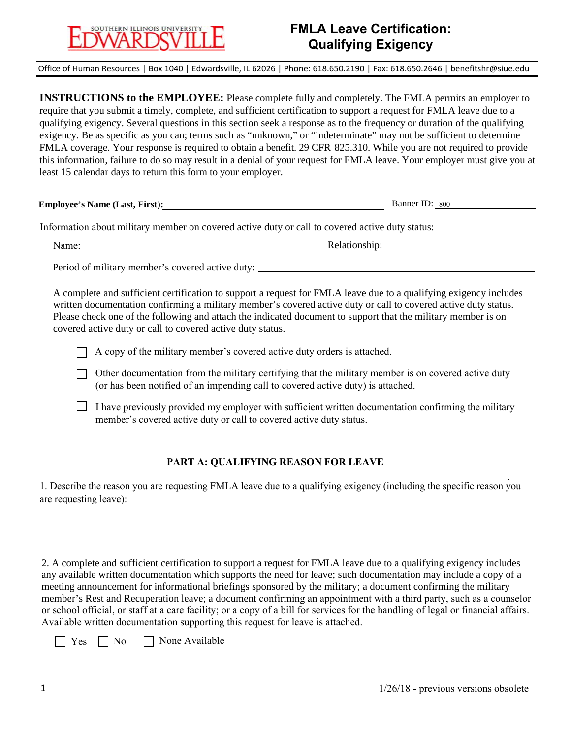SOUTHERN ILLINOIS UNIVERSITY EDWARDSVILLE

# FMLA Leave Certification: Qualifying Exigency

Office of Human Resources | Box 1040 | Edwardsville, IL 62026 | Phone: 618.650.2190 | Fax: 618.650.2646 | benefitshr@siue.edu

**INSTRUCTIONS to the EMPLOYEE:** Please complete fully and completely. The FMLA permits an employer to require that you submit a timely, complete, and sufficient certification to support a request for FMLA leave due to a qualifying exigency. Several questions in this section seek a response as to the frequency or duration of the qualifying exigency. Be as specific as you can; terms such as "unknown," or "indeterminate" may not be sufficient to determine FMLA coverage. Your response is required to obtain a benefit. 29 CFR 825.310. While you are not required to provide this information, failure to do so may result in a denial of your request for FMLA leave. Your employer must give you at least 15 calendar days to return this form to your employer.

**Employee's Name (Last, First):** ______________________________ Banner ID: 800 ______________

Information about military member on covered active duty or call to covered active duty status:

Name: ______________________________ Relationship: ______________________________

Period of military member's covered active duty: ______________________________

A complete and sufficient certification to support a request for FMLA leave due to a qualifying exigency includes written documentation confirming a military member's covered active duty or call to covered active duty status. Please check one of the following and attach the indicated document to support that the military member is on covered active duty or call to covered active duty status.

- ☐ A copy of the military member's covered active duty orders is attached.
- ☐ Other documentation from the military certifying that the military member is on covered active duty (or has been notified of an impending call to covered active duty) is attached.
- ☐ I have previously provided my employer with sufficient written documentation confirming the military member's covered active duty or call to covered active duty status.

## PART A: QUALIFYING REASON FOR LEAVE

1. Describe the reason you are requesting FMLA leave due to a qualifying exigency (including the specific reason you are requesting leave): ______________________________

______________________________

______________________________

2. A complete and sufficient certification to support a request for FMLA leave due to a qualifying exigency includes any available written documentation which supports the need for leave; such documentation may include a copy of a meeting announcement for informational briefings sponsored by the military; a document confirming the military member's Rest and Recuperation leave; a document confirming an appointment with a third party, such as a counselor or school official, or staff at a care facility; or a copy of a bill for services for the handling of legal or financial affairs. Available written documentation supporting this request for leave is attached.

☐ Yes ☐ No ☐ None Available

1/26/18 - previous versions obsolete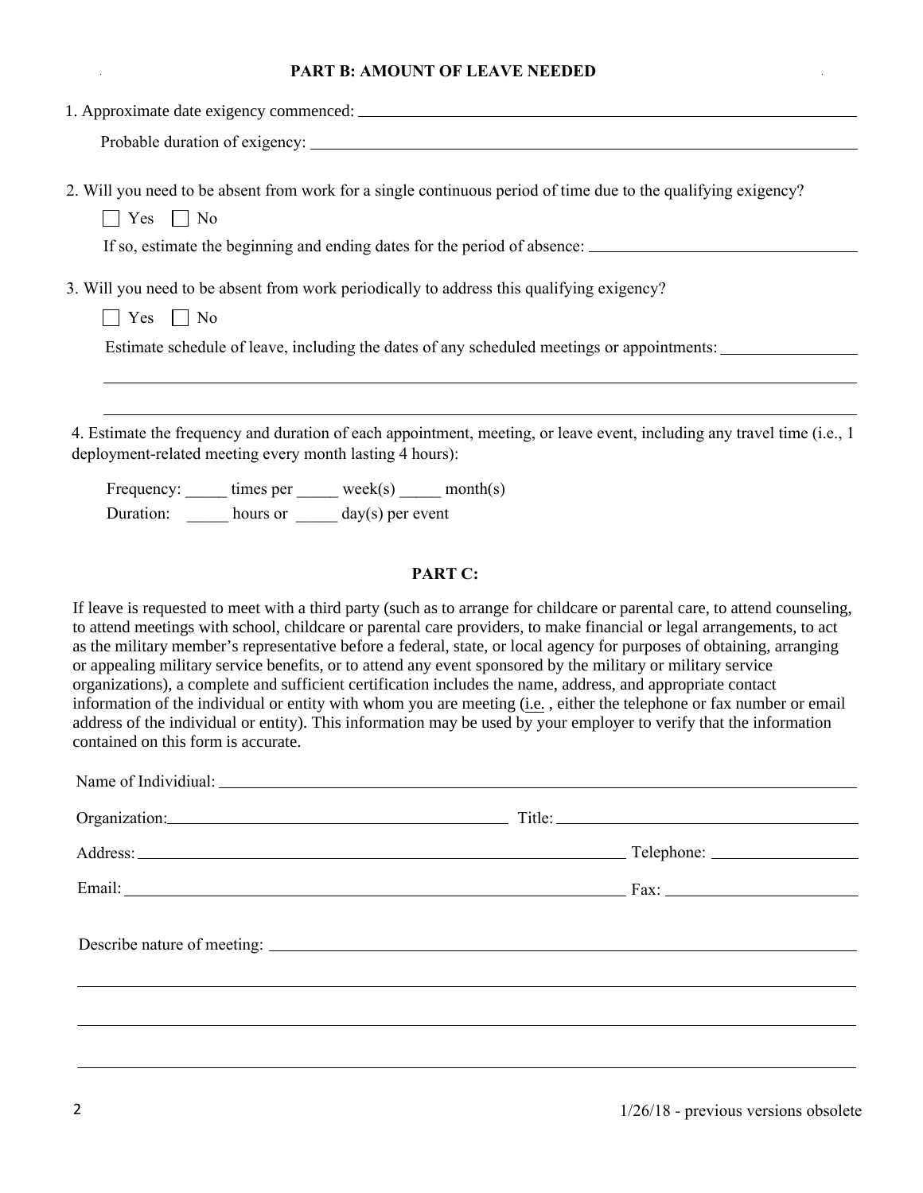## PART B: AMOUNT OF LEAVE NEEDED

1. Approximate date exigency commenced: \_\_\_\_\_\_\_\_\_\_\_\_\_\_\_\_\_\_\_\_\_\_\_\_\_\_\_\_\_\_\_\_\_\_\_\_\_\_\_\_\_\_\_\_

   Probable duration of exigency: \_\_\_\_\_\_\_\_\_\_\_\_\_\_\_\_\_\_\_\_\_\_\_\_\_\_\_\_\_\_\_\_\_\_\_\_\_\_\_\_\_\_\_\_

2. Will you need to be absent from work for a single continuous period of time due to the qualifying exigency?

   ☐ Yes ☐ No

   If so, estimate the beginning and ending dates for the period of absence: \_\_\_\_\_\_\_\_\_\_\_\_\_\_\_\_\_\_\_\_\_\_\_\_\_\_\_\_

3. Will you need to be absent from work periodically to address this qualifying exigency?

   ☐ Yes ☐ No

   Estimate schedule of leave, including the dates of any scheduled meetings or appointments: \_\_\_\_\_\_\_\_\_\_\_\_\_\_\_\_

   \_\_\_\_\_\_\_\_\_\_\_\_\_\_\_\_\_\_\_\_\_\_\_\_\_\_\_\_\_\_\_\_\_\_\_\_\_\_\_\_\_\_\_\_\_\_\_\_\_\_\_\_\_\_\_\_\_\_\_\_\_\_\_\_\_\_\_\_\_\_\_\_\_\_\_\_

   \_\_\_\_\_\_\_\_\_\_\_\_\_\_\_\_\_\_\_\_\_\_\_\_\_\_\_\_\_\_\_\_\_\_\_\_\_\_\_\_\_\_\_\_\_\_\_\_\_\_\_\_\_\_\_\_\_\_\_\_\_\_\_\_\_\_\_\_\_\_\_\_\_\_\_\_

4. Estimate the frequency and duration of each appointment, meeting, or leave event, including any travel time (i.e., 1 deployment-related meeting every month lasting 4 hours):

   Frequency: \_\_\_\_\_ times per \_\_\_\_\_ week(s) \_\_\_\_\_ month(s)

   Duration: \_\_\_\_\_ hours or \_\_\_\_\_ day(s) per event

## PART C:

If leave is requested to meet with a third party (such as to arrange for childcare or parental care, to attend counseling, to attend meetings with school, childcare or parental care providers, to make financial or legal arrangements, to act as the military member's representative before a federal, state, or local agency for purposes of obtaining, arranging or appealing military service benefits, or to attend any event sponsored by the military or military service organizations), a complete and sufficient certification includes the name, address, and appropriate contact information of the individual or entity with whom you are meeting (i.e. , either the telephone or fax number or email address of the individual or entity). This information may be used by your employer to verify that the information contained on this form is accurate.

Name of Individiual: \_\_\_\_\_\_\_\_\_\_\_\_\_\_\_\_\_\_\_\_\_\_\_\_\_\_\_\_\_\_\_\_\_\_\_\_\_\_\_\_\_\_\_\_\_\_\_\_\_\_\_\_

Organization: \_\_\_\_\_\_\_\_\_\_\_\_\_\_\_\_\_\_\_\_\_\_\_\_\_\_\_\_ Title: \_\_\_\_\_\_\_\_\_\_\_\_\_\_\_\_\_\_\_\_\_\_\_\_

Address: \_\_\_\_\_\_\_\_\_\_\_\_\_\_\_\_\_\_\_\_\_\_\_\_\_\_\_\_\_\_\_\_\_\_\_\_\_\_\_\_ Telephone: \_\_\_\_\_\_\_\_\_\_\_\_\_\_\_\_

Email: \_\_\_\_\_\_\_\_\_\_\_\_\_\_\_\_\_\_\_\_\_\_\_\_\_\_\_\_\_\_\_\_\_\_\_\_\_\_\_\_\_\_ Fax: \_\_\_\_\_\_\_\_\_\_\_\_\_\_\_\_\_\_\_\_\_\_

Describe nature of meeting: \_\_\_\_\_\_\_\_\_\_\_\_\_\_\_\_\_\_\_\_\_\_\_\_\_\_\_\_\_\_\_\_\_\_\_\_\_\_\_\_\_\_\_\_\_\_\_\_\_\_

\_\_\_\_\_\_\_\_\_\_\_\_\_\_\_\_\_\_\_\_\_\_\_\_\_\_\_\_\_\_\_\_\_\_\_\_\_\_\_\_\_\_\_\_\_\_\_\_\_\_\_\_\_\_\_\_\_\_\_\_\_\_\_\_\_\_\_\_\_\_\_\_\_\_\_\_

\_\_\_\_\_\_\_\_\_\_\_\_\_\_\_\_\_\_\_\_\_\_\_\_\_\_\_\_\_\_\_\_\_\_\_\_\_\_\_\_\_\_\_\_\_\_\_\_\_\_\_\_\_\_\_\_\_\_\_\_\_\_\_\_\_\_\_\_\_\_\_\_\_\_\_\_

\_\_\_\_\_\_\_\_\_\_\_\_\_\_\_\_\_\_\_\_\_\_\_\_\_\_\_\_\_\_\_\_\_\_\_\_\_\_\_\_\_\_\_\_\_\_\_\_\_\_\_\_\_\_\_\_\_\_\_\_\_\_\_\_\_\_\_\_\_\_\_\_\_\_\_\_

1/26/18 - previous versions obsolete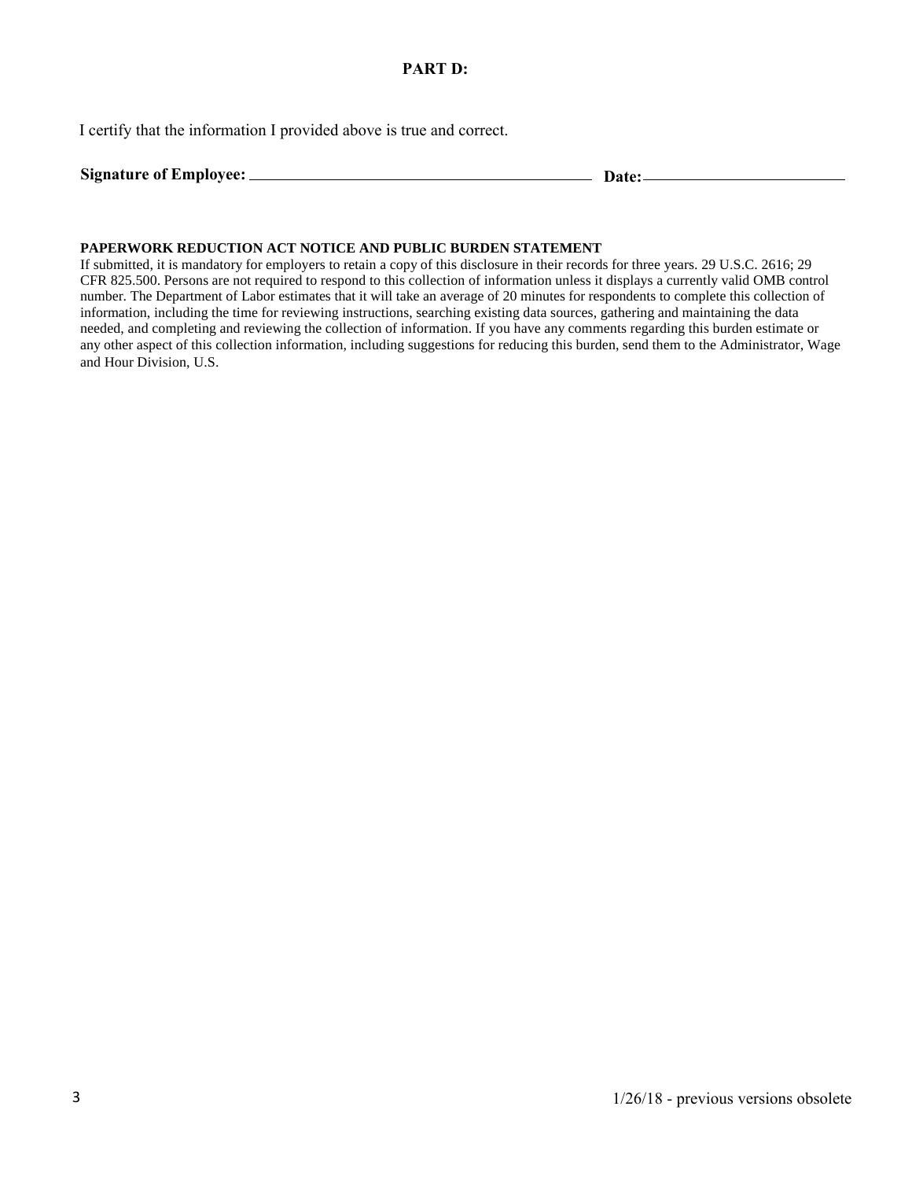## PART D:

I certify that the information I provided above is true and correct.

**Signature of Employee:** ______________________________ **Date:** ____________________

**PAPERWORK REDUCTION ACT NOTICE AND PUBLIC BURDEN STATEMENT**

If submitted, it is mandatory for employers to retain a copy of this disclosure in their records for three years. 29 U.S.C. 2616; 29 CFR 825.500. Persons are not required to respond to this collection of information unless it displays a currently valid OMB control number. The Department of Labor estimates that it will take an average of 20 minutes for respondents to complete this collection of information, including the time for reviewing instructions, searching existing data sources, gathering and maintaining the data needed, and completing and reviewing the collection of information. If you have any comments regarding this burden estimate or any other aspect of this collection information, including suggestions for reducing this burden, send them to the Administrator, Wage and Hour Division, U.S.

1/26/18 - previous versions obsolete